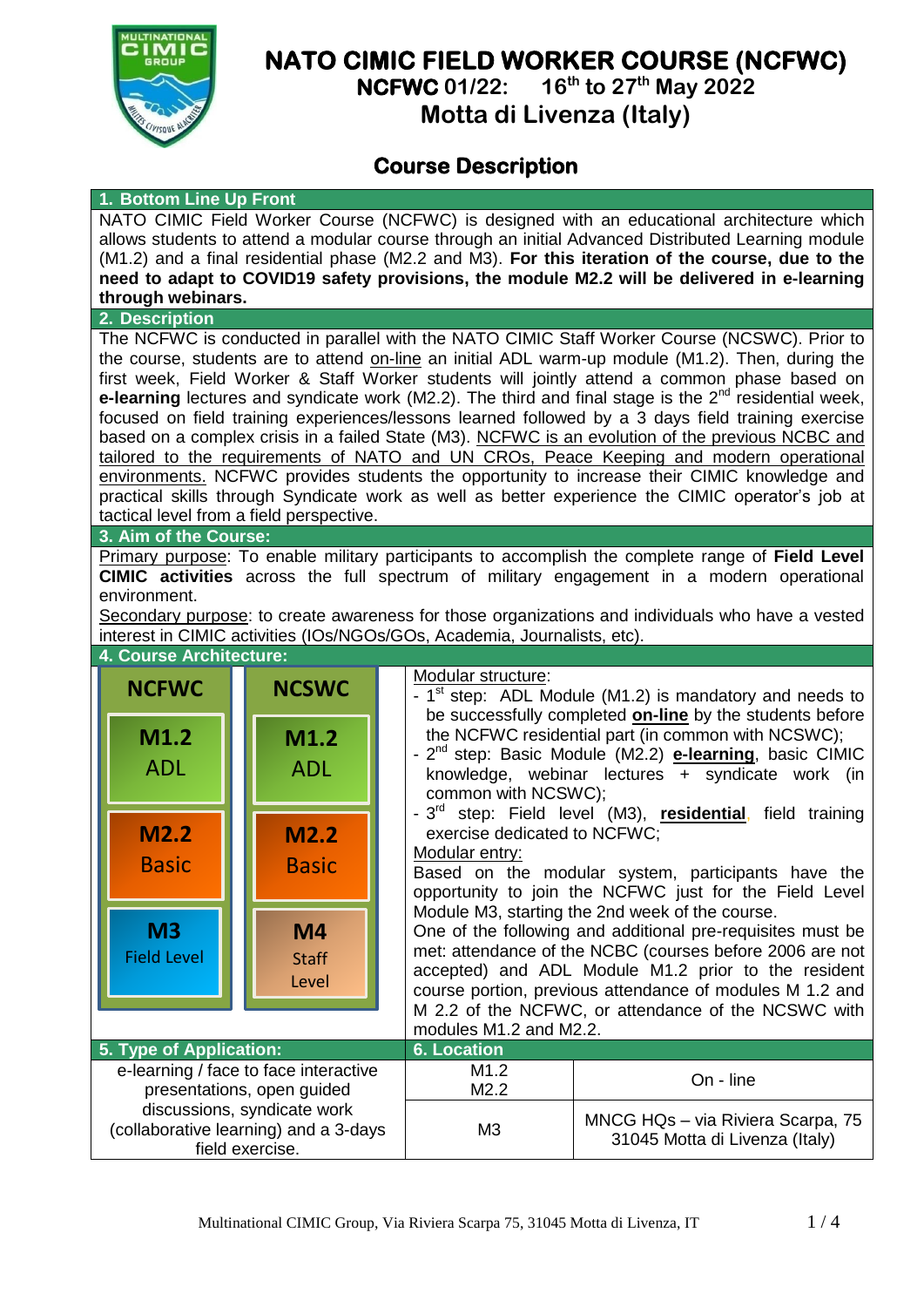# NATO CIMIC FIELD WORKER COURSE (NCFWC)

## NCFWC 01/22: 16th to 27th May 2022

## Motta di Livenza (Italy)

## Course Description

### 1. Bottom Line Up Front

NATO CIMIC Field Worker Course (NCFWC) is designed with an educational architecture which allows students to attend a modular course through an initial Advanced Distributed Learning module (M1.2) and a final residential phase (M2.2 and M3). **For this iteration of the course, due to the need to adapt to COVID19 safety provisions, the module M2.2 will be delivered in e-learning through webinars.**

### 2. Description

The NCFWC is conducted in parallel with the NATO CIMIC Staff Worker Course (NCSWC). Prior to the course, students are to attend on-line an initial ADL warm-up module (M1.2). Then, during the first week, Field Worker & Staff Worker students will jointly attend a common phase based on **e-learning** lectures and syndicate work (M2.2). The third and final stage is the 2nd residential week, focused on field training experiences/lessons learned followed by a 3 days field training exercise based on a complex crisis in a failed State (M3). NCFWC is an evolution of the previous NCBC and tailored to the requirements of NATO and UN CROs, Peace Keeping and modern operational environments. NCFWC provides students the opportunity to increase their CIMIC knowledge and practical skills through Syndicate work as well as better experience the CIMIC operator's job at tactical level from a field perspective.

### 3. Aim of the Course:

Primary purpose: To enable military participants to accomplish the complete range of **Field Level CIMIC activities** across the full spectrum of military engagement in a modern operational environment.

Secondary purpose: to create awareness for those organizations and individuals who have a vested interest in CIMIC activities (IOs/NGOs/GOs, Academia, Journalists, etc).

### 4. Course Architecture:

| NCFWC | NCSWC |
|---|---|
| M1.2 ADL | M1.2 ADL |
| M2.2 Basic | M2.2 Basic |
| M3 Field Level | M4 Staff Level |

Modular structure:

- 1st step: ADL Module (M1.2) is mandatory and needs to be successfully completed **on-line** by the students before the NCFWC residential part (in common with NCSWC);
- 2nd step: Basic Module (M2.2) **e-learning**, basic CIMIC knowledge, webinar lectures + syndicate work (in common with NCSWC);
- 3rd step: Field level (M3), **residential**, field training exercise dedicated to NCFWC;

Modular entry:

Based on the modular system, participants have the opportunity to join the NCFWC just for the Field Level Module M3, starting the 2nd week of the course.

One of the following and additional pre-requisites must be met: attendance of the NCBC (courses before 2006 are not accepted) and ADL Module M1.2 prior to the resident course portion, previous attendance of modules M 1.2 and M 2.2 of the NCFWC, or attendance of the NCSWC with modules M1.2 and M2.2.

| 5. Type of Application: | 6. Location | |
|---|---|---|
| e-learning / face to face interactive presentations, open guided discussions, syndicate work (collaborative learning) and a 3-days field exercise. | M1.2<br>M2.2 | On - line |
| | M3 | MNCG HQs – via Riviera Scarpa, 75<br>31045 Motta di Livenza (Italy) |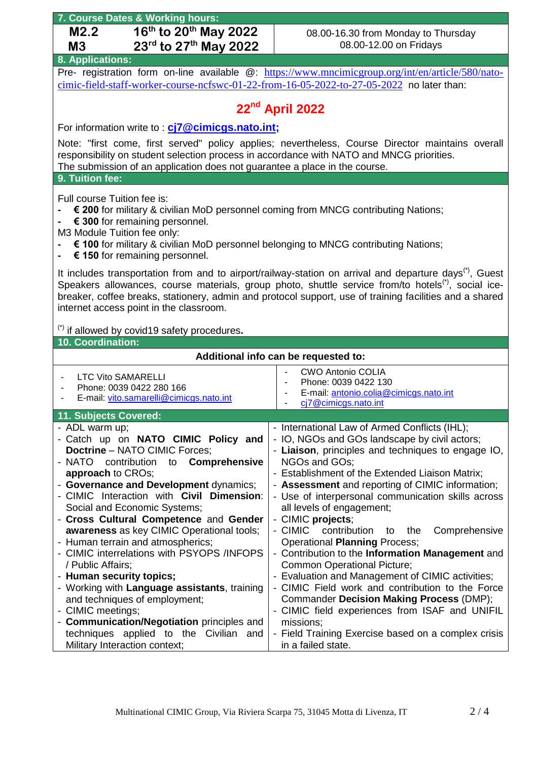## 7. Course Dates & Working hours:

| | | |
|---|---|---|
| **M2.2** | **16th to 20th May 2022** | 08.00-16.30 from Monday to Thursday |
| **M3** | **23rd to 27th May 2022** | 08.00-12.00 on Fridays |

## 8. Applications:

Pre- registration form on-line available @: https://www.mncimicgroup.org/int/en/article/580/nato-cimic-field-staff-worker-course-ncfswc-01-22-from-16-05-2022-to-27-05-2022 no later than:

**22nd April 2022**

For information write to : **cj7@cimicgs.nato.int;**

Note: "first come, first served" policy applies; nevertheless, Course Director maintains overall responsibility on student selection process in accordance with NATO and MNCG priorities.
The submission of an application does not guarantee a place in the course.

## 9. Tuition fee:

Full course Tuition fee is:
- **€ 200** for military & civilian MoD personnel coming from MNCG contributing Nations;
- **€ 300** for remaining personnel.

M3 Module Tuition fee only:
- **€ 100** for military & civilian MoD personnel belonging to MNCG contributing Nations;
- **€ 150** for remaining personnel.

It includes transportation from and to airport/railway-station on arrival and departure days(*), Guest Speakers allowances, course materials, group photo, shuttle service from/to hotels(*), social ice-breaker, coffee breaks, stationery, admin and protocol support, use of training facilities and a shared internet access point in the classroom.

(*) if allowed by covid19 safety procedures**.**

## 10. Coordination:

**Additional info can be requested to:**

- LTC Vito SAMARELLI
- Phone: 0039 0422 280 166
- E-mail: vito.samarelli@cimicgs.nato.int

- CWO Antonio COLIA
- Phone: 0039 0422 130
- E-mail: antonio.colia@cimicgs.nato.int
- cj7@cimicgs.nato.int

## 11. Subjects Covered:

- ADL warm up;
- Catch up on **NATO CIMIC Policy and Doctrine** – NATO CIMIC Forces;
- NATO contribution to **Comprehensive approach** to CROs;
- **Governance and Development** dynamics;
- CIMIC Interaction with **Civil Dimension**: Social and Economic Systems;
- **Cross Cultural Competence** and **Gender awareness** as key CIMIC Operational tools;
- Human terrain and atmospherics;
- CIMIC interrelations with PSYOPS /INFOPS / Public Affairs;
- **Human security topics;**
- Working with **Language assistants**, training and techniques of employment;
- CIMIC meetings;
- **Communication/Negotiation** principles and techniques applied to the Civilian and Military Interaction context;
- International Law of Armed Conflicts (IHL);
- IO, NGOs and GOs landscape by civil actors;
- **Liaison**, principles and techniques to engage IO, NGOs and GOs;
- Establishment of the Extended Liaison Matrix;
- **Assessment** and reporting of CIMIC information;
- Use of interpersonal communication skills across all levels of engagement;
- CIMIC **projects**;
- CIMIC contribution to the Comprehensive Operational **Planning** Process;
- Contribution to the **Information Management** and Common Operational Picture;
- Evaluation and Management of CIMIC activities;
- CIMIC Field work and contribution to the Force Commander **Decision Making Process** (DMP);
- CIMIC field experiences from ISAF and UNIFIL missions;
- Field Training Exercise based on a complex crisis in a failed state.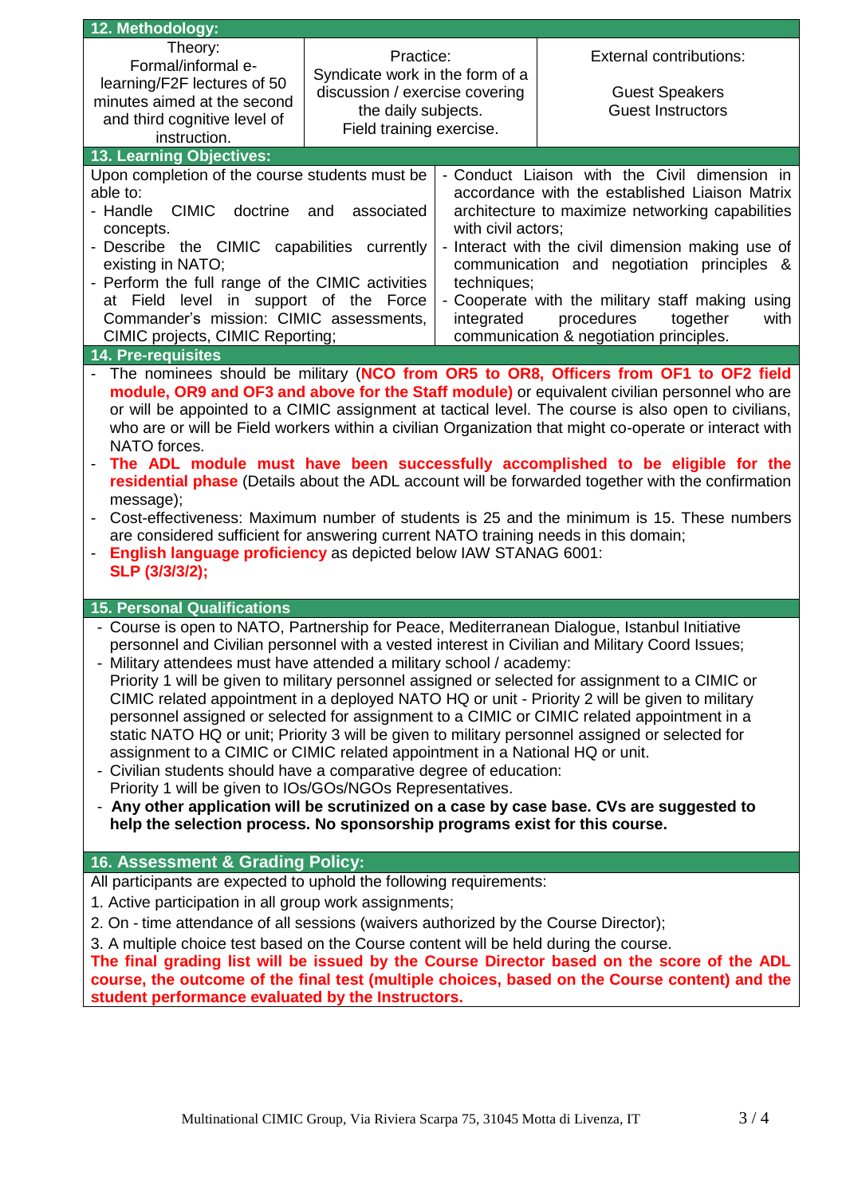## 12. Methodology:

| Theory: | Practice: | External contributions: |
|---|---|---|
| Formal/informal e-learning/F2F lectures of 50 minutes aimed at the second and third cognitive level of instruction. | Syndicate work in the form of a discussion / exercise covering the daily subjects. Field training exercise. | Guest Speakers<br>Guest Instructors |

## 13. Learning Objectives:

Upon completion of the course students must be able to:

- Handle CIMIC doctrine and associated concepts.
- Describe the CIMIC capabilities currently existing in NATO;
- Perform the full range of the CIMIC activities at Field level in support of the Force Commander's mission: CIMIC assessments, CIMIC projects, CIMIC Reporting;
- Conduct Liaison with the Civil dimension in accordance with the established Liaison Matrix architecture to maximize networking capabilities with civil actors;
- Interact with the civil dimension making use of communication and negotiation principles & techniques;
- Cooperate with the military staff making using integrated procedures together with communication & negotiation principles.

## 14. Pre-requisites

- The nominees should be military (**NCO from OR5 to OR8, Officers from OF1 to OF2 field module, OR9 and OF3 and above for the Staff module)** or equivalent civilian personnel who are or will be appointed to a CIMIC assignment at tactical level. The course is also open to civilians, who are or will be Field workers within a civilian Organization that might co-operate or interact with NATO forces.
- **The ADL module must have been successfully accomplished to be eligible for the residential phase** (Details about the ADL account will be forwarded together with the confirmation message);
- Cost-effectiveness: Maximum number of students is 25 and the minimum is 15. These numbers are considered sufficient for answering current NATO training needs in this domain;
- **English language proficiency** as depicted below IAW STANAG 6001:
  **SLP (3/3/3/2);**

## 15. Personal Qualifications

- Course is open to NATO, Partnership for Peace, Mediterranean Dialogue, Istanbul Initiative personnel and Civilian personnel with a vested interest in Civilian and Military Coord Issues;
- Military attendees must have attended a military school / academy:
  Priority 1 will be given to military personnel assigned or selected for assignment to a CIMIC or CIMIC related appointment in a deployed NATO HQ or unit - Priority 2 will be given to military personnel assigned or selected for assignment to a CIMIC or CIMIC related appointment in a static NATO HQ or unit; Priority 3 will be given to military personnel assigned or selected for assignment to a CIMIC or CIMIC related appointment in a National HQ or unit.
- Civilian students should have a comparative degree of education:
  Priority 1 will be given to IOs/GOs/NGOs Representatives.
- **Any other application will be scrutinized on a case by case base. CVs are suggested to help the selection process. No sponsorship programs exist for this course.**

## 16. Assessment & Grading Policy:

All participants are expected to uphold the following requirements:

1. Active participation in all group work assignments;
2. On - time attendance of all sessions (waivers authorized by the Course Director);
3. A multiple choice test based on the Course content will be held during the course.

**The final grading list will be issued by the Course Director based on the score of the ADL course, the outcome of the final test (multiple choices, based on the Course content) and the student performance evaluated by the Instructors.**

Multinational CIMIC Group, Via Riviera Scarpa 75, 31045 Motta di Livenza, IT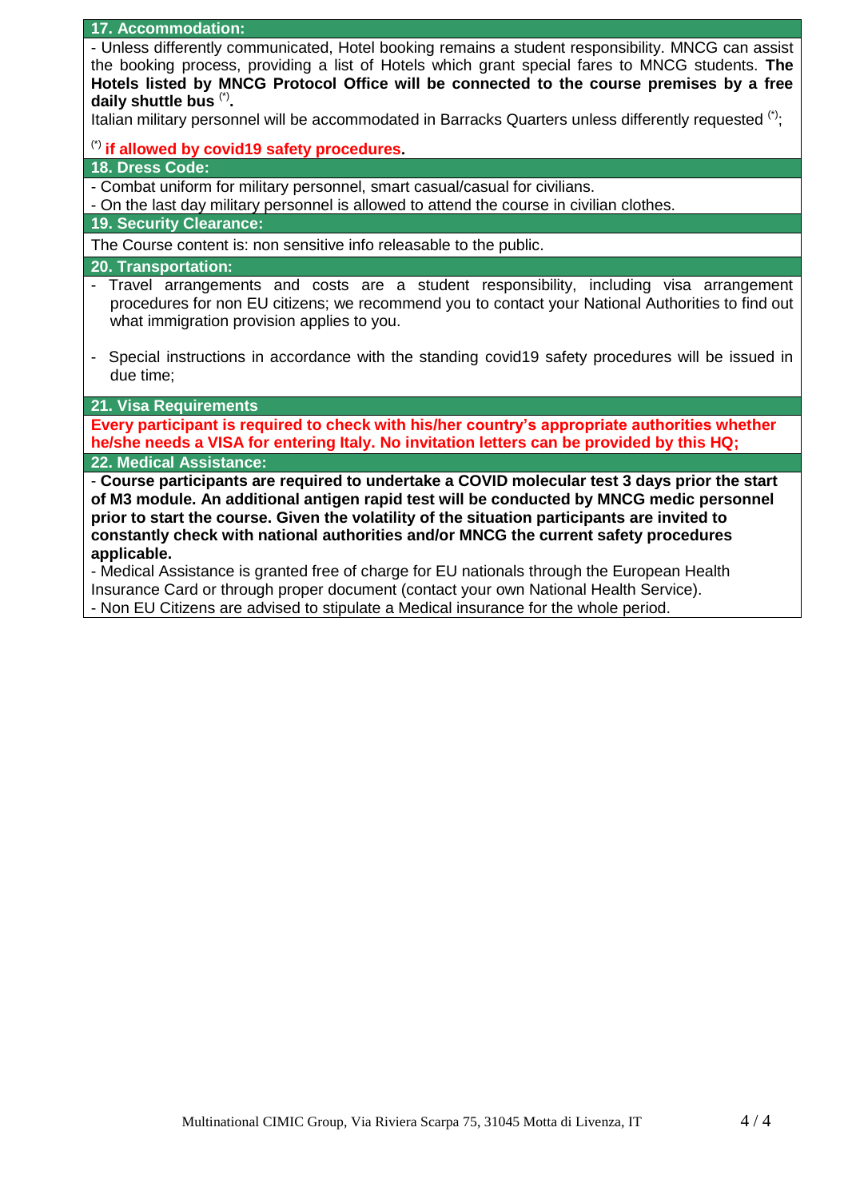## 17. Accommodation:

- Unless differently communicated, Hotel booking remains a student responsibility. MNCG can assist the booking process, providing a list of Hotels which grant special fares to MNCG students. **The Hotels listed by MNCG Protocol Office will be connected to the course premises by a free daily shuttle bus [(*)].**

Italian military personnel will be accommodated in Barracks Quarters unless differently requested [(*)];

[(*)] **if allowed by covid19 safety procedures.**

## 18. Dress Code:

- Combat uniform for military personnel, smart casual/casual for civilians.
- On the last day military personnel is allowed to attend the course in civilian clothes.

## 19. Security Clearance:

The Course content is: non sensitive info releasable to the public.

## 20. Transportation:

- Travel arrangements and costs are a student responsibility, including visa arrangement procedures for non EU citizens; we recommend you to contact your National Authorities to find out what immigration provision applies to you.
- Special instructions in accordance with the standing covid19 safety procedures will be issued in due time;

## 21. Visa Requirements

**Every participant is required to check with his/her country's appropriate authorities whether he/she needs a VISA for entering Italy. No invitation letters can be provided by this HQ;**

## 22. Medical Assistance:

- **Course participants are required to undertake a COVID molecular test 3 days prior the start of M3 module. An additional antigen rapid test will be conducted by MNCG medic personnel prior to start the course. Given the volatility of the situation participants are invited to constantly check with national authorities and/or MNCG the current safety procedures applicable.**
- Medical Assistance is granted free of charge for EU nationals through the European Health Insurance Card or through proper document (contact your own National Health Service).
- Non EU Citizens are advised to stipulate a Medical insurance for the whole period.

Multinational CIMIC Group, Via Riviera Scarpa 75, 31045 Motta di Livenza, IT